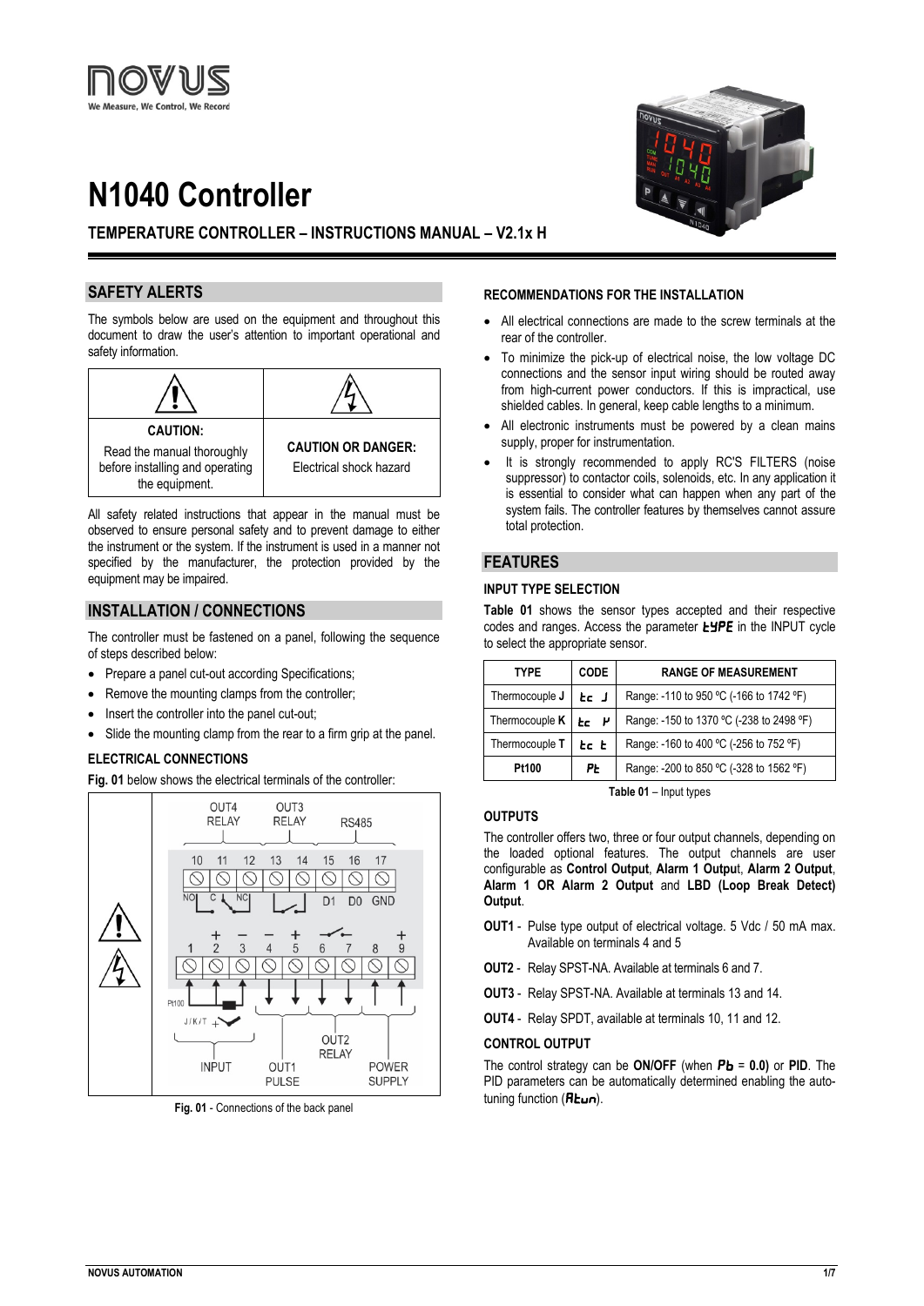# N1040 Controller

## TEMPERATURE CONTROLLER – INSTRUCTIONS MANUAL – V2.1x H

## SAFETY ALERTS

The symbols below are used on the equipment and throughout this document to draw the user's attention to important operational and safety information.

| CAUTION: Read the manual thoroughly before installing and operating the equipment. | CAUTION OR DANGER: Electrical shock hazard |
|---|---|

All safety related instructions that appear in the manual must be observed to ensure personal safety and to prevent damage to either the instrument or the system. If the instrument is used in a manner not specified by the manufacturer, the protection provided by the equipment may be impaired.

## INSTALLATION / CONNECTIONS

The controller must be fastened on a panel, following the sequence of steps described below:

- Prepare a panel cut-out according Specifications;
- Remove the mounting clamps from the controller;
- Insert the controller into the panel cut-out;
- Slide the mounting clamp from the rear to a firm grip at the panel.

### ELECTRICAL CONNECTIONS

**Fig. 01** below shows the electrical terminals of the controller:

**Fig. 01** - Connections of the back panel

### RECOMMENDATIONS FOR THE INSTALLATION

- All electrical connections are made to the screw terminals at the rear of the controller.
- To minimize the pick-up of electrical noise, the low voltage DC connections and the sensor input wiring should be routed away from high-current power conductors. If this is impractical, use shielded cables. In general, keep cable lengths to a minimum.
- All electronic instruments must be powered by a clean mains supply, proper for instrumentation.
- It is strongly recommended to apply RC'S FILTERS (noise suppressor) to contactor coils, solenoids, etc. In any application it is essential to consider what can happen when any part of the system fails. The controller features by themselves cannot assure total protection.

## FEATURES

### INPUT TYPE SELECTION

**Table 01** shows the sensor types accepted and their respective codes and ranges. Access the parameter **tYPE** in the INPUT cycle to select the appropriate sensor.

| TYPE | CODE | RANGE OF MEASUREMENT |
|---|---|---|
| Thermocouple **J** | tc J | Range: -110 to 950 ºC (-166 to 1742 ºF) |
| Thermocouple **K** | tc k | Range: -150 to 1370 ºC (-238 to 2498 ºF) |
| Thermocouple **T** | tc t | Range: -160 to 400 ºC (-256 to 752 ºF) |
| **Pt100** | Pt | Range: -200 to 850 ºC (-328 to 1562 ºF) |

**Table 01** – Input types

### OUTPUTS

The controller offers two, three or four output channels, depending on the loaded optional features. The output channels are user configurable as **Control Output**, **Alarm 1 Output**, **Alarm 2 Output**, **Alarm 1 OR Alarm 2 Output** and **LBD (Loop Break Detect) Output**.

**OUT1** - Pulse type output of electrical voltage. 5 Vdc / 50 mA max. Available on terminals 4 and 5

**OUT2** - Relay SPST-NA. Available at terminals 6 and 7.

**OUT3** - Relay SPST-NA. Available at terminals 13 and 14.

**OUT4** - Relay SPDT, available at terminals 10, 11 and 12.

### CONTROL OUTPUT

The control strategy can be **ON/OFF** (when **Pb** = **0.0**) or **PID**. The PID parameters can be automatically determined enabling the auto-tuning function (**Atun**).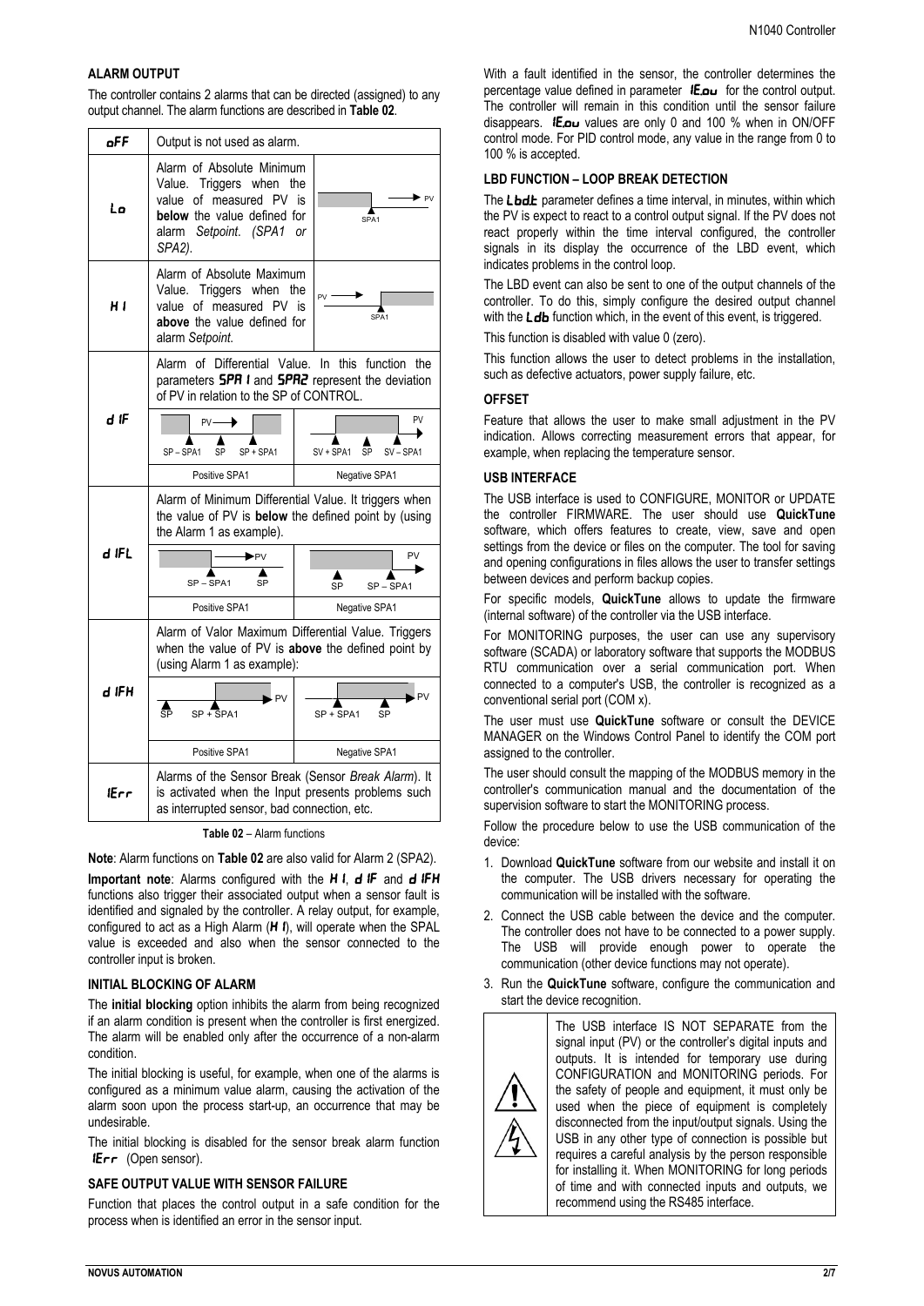## ALARM OUTPUT

The controller contains 2 alarms that can be directed (assigned) to any output channel. The alarm functions are described in **Table 02**.

| Function | Description |
|---|---|
| **oFF** | Output is not used as alarm. |
| **Lo** | Alarm of Absolute Minimum Value. Triggers when the value of measured PV is **below** the value defined for alarm *Setpoint*. *(SPA1 or SPA2).* |
| **HI** | Alarm of Absolute Maximum Value. Triggers when the value of measured PV is **above** the value defined for alarm *Setpoint.* |
| **dIF** | Alarm of Differential Value. In this function the parameters **SPA1** and **SPA2** represent the deviation of PV in relation to the SP of CONTROL. Positive SPA1: SP – SPA1, SP, SP + SPA1. Negative SPA1: SV + SPA1, SP, SV – SPA1. |
| **dIFL** | Alarm of Minimum Differential Value. It triggers when the value of PV is **below** the defined point by (using the Alarm 1 as example). Positive SPA1: SP – SPA1, SP. Negative SPA1: SP, SP – SPA1. |
| **dIFH** | Alarm of Valor Maximum Differential Value. Triggers when the value of PV is **above** the defined point by (using Alarm 1 as example): Positive SPA1: SP, SP + SPA1. Negative SPA1: SP + SPA1, SP. |
| **IErr** | Alarms of the Sensor Break (Sensor *Break Alarm*). It is activated when the Input presents problems such as interrupted sensor, bad connection, etc. |

**Table 02** – Alarm functions

**Note**: Alarm functions on **Table 02** are also valid for Alarm 2 (SPA2).

**Important note**: Alarms configured with the **HI**, **dIF** and **dIFH** functions also trigger their associated output when a sensor fault is identified and signaled by the controller. A relay output, for example, configured to act as a High Alarm (**HI**), will operate when the SPAL value is exceeded and also when the sensor connected to the controller input is broken.

## INITIAL BLOCKING OF ALARM

The **initial blocking** option inhibits the alarm from being recognized if an alarm condition is present when the controller is first energized. The alarm will be enabled only after the occurrence of a non-alarm condition.

The initial blocking is useful, for example, when one of the alarms is configured as a minimum value alarm, causing the activation of the alarm soon upon the process start-up, an occurrence that may be undesirable.

The initial blocking is disabled for the sensor break alarm function **IErr** (Open sensor).

## SAFE OUTPUT VALUE WITH SENSOR FAILURE

Function that places the control output in a safe condition for the process when is identified an error in the sensor input.

With a fault identified in the sensor, the controller determines the percentage value defined in parameter **IE.ou** for the control output. The controller will remain in this condition until the sensor failure disappears. **IE.ou** values are only 0 and 100 % when in ON/OFF control mode. For PID control mode, any value in the range from 0 to 100 % is accepted.

## LBD FUNCTION – LOOP BREAK DETECTION

The **Lbd.t** parameter defines a time interval, in minutes, within which the PV is expect to react to a control output signal. If the PV does not react properly within the time interval configured, the controller signals in its display the occurrence of the LBD event, which indicates problems in the control loop.

The LBD event can also be sent to one of the output channels of the controller. To do this, simply configure the desired output channel with the **Ldb** function which, in the event of this event, is triggered.

This function is disabled with value 0 (zero).

This function allows the user to detect problems in the installation, such as defective actuators, power supply failure, etc.

## OFFSET

Feature that allows the user to make small adjustment in the PV indication. Allows correcting measurement errors that appear, for example, when replacing the temperature sensor.

## USB INTERFACE

The USB interface is used to CONFIGURE, MONITOR or UPDATE the controller FIRMWARE. The user should use **QuickTune** software, which offers features to create, view, save and open settings from the device or files on the computer. The tool for saving and opening configurations in files allows the user to transfer settings between devices and perform backup copies.

For specific models, **QuickTune** allows to update the firmware (internal software) of the controller via the USB interface.

For MONITORING purposes, the user can use any supervisory software (SCADA) or laboratory software that supports the MODBUS RTU communication over a serial communication port. When connected to a computer's USB, the controller is recognized as a conventional serial port (COM x).

The user must use **QuickTune** software or consult the DEVICE MANAGER on the Windows Control Panel to identify the COM port assigned to the controller.

The user should consult the mapping of the MODBUS memory in the controller's communication manual and the documentation of the supervision software to start the MONITORING process.

Follow the procedure below to use the USB communication of the device:

1. Download **QuickTune** software from our website and install it on the computer. The USB drivers necessary for operating the communication will be installed with the software.
2. Connect the USB cable between the device and the computer. The controller does not have to be connected to a power supply. The USB will provide enough power to operate the communication (other device functions may not operate).
3. Run the **QuickTune** software, configure the communication and start the device recognition.

The USB interface IS NOT SEPARATE from the signal input (PV) or the controller's digital inputs and outputs. It is intended for temporary use during CONFIGURATION and MONITORING periods. For the safety of people and equipment, it must only be used when the piece of equipment is completely disconnected from the input/output signals. Using the USB in any other type of connection is possible but requires a careful analysis by the person responsible for installing it. When MONITORING for long periods of time and with connected inputs and outputs, we recommend using the RS485 interface.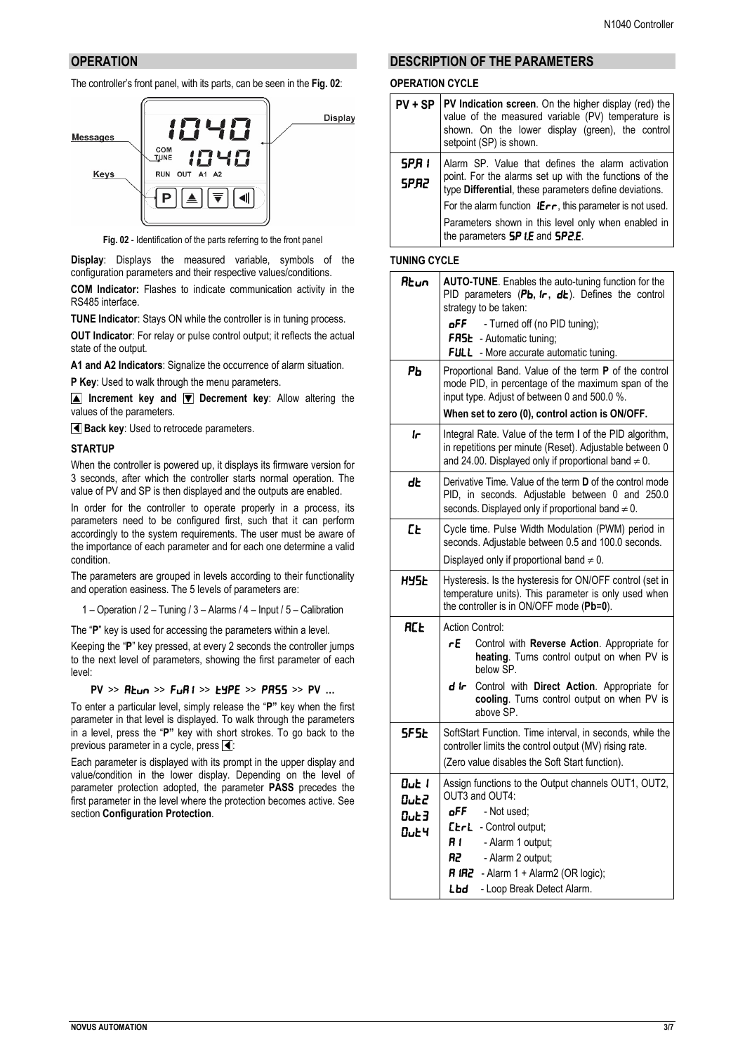## OPERATION

The controller's front panel, with its parts, can be seen in the **Fig. 02**:

Fig. 02 - Identification of the parts referring to the front panel

**Display**: Displays the measured variable, symbols of the configuration parameters and their respective values/conditions.

**COM Indicator:** Flashes to indicate communication activity in the RS485 interface.

**TUNE Indicator**: Stays ON while the controller is in tuning process.

**OUT Indicator**: For relay or pulse control output; it reflects the actual state of the output.

**A1 and A2 Indicators**: Signalize the occurrence of alarm situation.

**P Key**: Used to walk through the menu parameters.

▲ **Increment key and** ▼ **Decrement key**: Allow altering the values of the parameters.

◄ **Back key**: Used to retrocede parameters.

### STARTUP

When the controller is powered up, it displays its firmware version for 3 seconds, after which the controller starts normal operation. The value of PV and SP is then displayed and the outputs are enabled.

In order for the controller to operate properly in a process, its parameters need to be configured first, such that it can perform accordingly to the system requirements. The user must be aware of the importance of each parameter and for each one determine a valid condition.

The parameters are grouped in levels according to their functionality and operation easiness. The 5 levels of parameters are:

1 – Operation / 2 – Tuning / 3 – Alarms / 4 – Input / 5 – Calibration

The "**P**" key is used for accessing the parameters within a level.

Keeping the "**P**" key pressed, at every 2 seconds the controller jumps to the next level of parameters, showing the first parameter of each level:

**PV >> Atun >> FuA1 >> tYPE >> PASS >> PV …**

To enter a particular level, simply release the "**P"** key when the first parameter in that level is displayed. To walk through the parameters in a level, press the "**P"** key with short strokes. To go back to the previous parameter in a cycle, press ◄:

Each parameter is displayed with its prompt in the upper display and value/condition in the lower display. Depending on the level of parameter protection adopted, the parameter **PASS** precedes the first parameter in the level where the protection becomes active. See section **Configuration Protection**.

## DESCRIPTION OF THE PARAMETERS

### OPERATION CYCLE

| | |
|---|---|
| **PV + SP** | **PV Indication screen**. On the higher display (red) the value of the measured variable (PV) temperature is shown. On the lower display (green), the control setpoint (SP) is shown. |
| **SPA1** <br> **SPA2** | Alarm SP. Value that defines the alarm activation point. For the alarms set up with the functions of the type **Differential**, these parameters define deviations. <br> For the alarm function **iErr**, this parameter is not used. <br> Parameters shown in this level only when enabled in the parameters **SP1.E** and **SP2.E**. |

### TUNING CYCLE

| | |
|---|---|
| **Atun** | **AUTO-TUNE**. Enables the auto-tuning function for the PID parameters (**Pb**, **Ir**, **dt**). Defines the control strategy to be taken: <br> **oFF** - Turned off (no PID tuning); <br> **FASt** - Automatic tuning; <br> **FULL** - More accurate automatic tuning. |
| **Pb** | Proportional Band. Value of the term **P** of the control mode PID, in percentage of the maximum span of the input type. Adjust of between 0 and 500.0 %. <br> **When set to zero (0), control action is ON/OFF.** |
| **Ir** | Integral Rate. Value of the term **I** of the PID algorithm, in repetitions per minute (Reset). Adjustable between 0 and 24.00. Displayed only if proportional band ≠ 0. |
| **dt** | Derivative Time. Value of the term **D** of the control mode PID, in seconds. Adjustable between 0 and 250.0 seconds. Displayed only if proportional band ≠ 0. |
| **Ct** | Cycle time. Pulse Width Modulation (PWM) period in seconds. Adjustable between 0.5 and 100.0 seconds. <br> Displayed only if proportional band ≠ 0. |
| **HYSt** | Hysteresis. Is the hysteresis for ON/OFF control (set in temperature units). This parameter is only used when the controller is in ON/OFF mode (**Pb**=**0**). |
| **ACt** | Action Control: <br> **rE** Control with **Reverse Action**. Appropriate for **heating**. Turns control output on when PV is below SP. <br> **dIr** Control with **Direct Action**. Appropriate for **cooling**. Turns control output on when PV is above SP. |
| **SFSt** | SoftStart Function. Time interval, in seconds, while the controller limits the control output (MV) rising rate. <br> (Zero value disables the Soft Start function). |
| **Out1** <br> **Out2** <br> **Out3** <br> **Out4** | Assign functions to the Output channels OUT1, OUT2, OUT3 and OUT4: <br> **oFF** - Not used; <br> **CtrL** - Control output; <br> **A1** - Alarm 1 output; <br> **A2** - Alarm 2 output; <br> **A1A2** - Alarm 1 + Alarm2 (OR logic); <br> **Lbd** - Loop Break Detect Alarm. |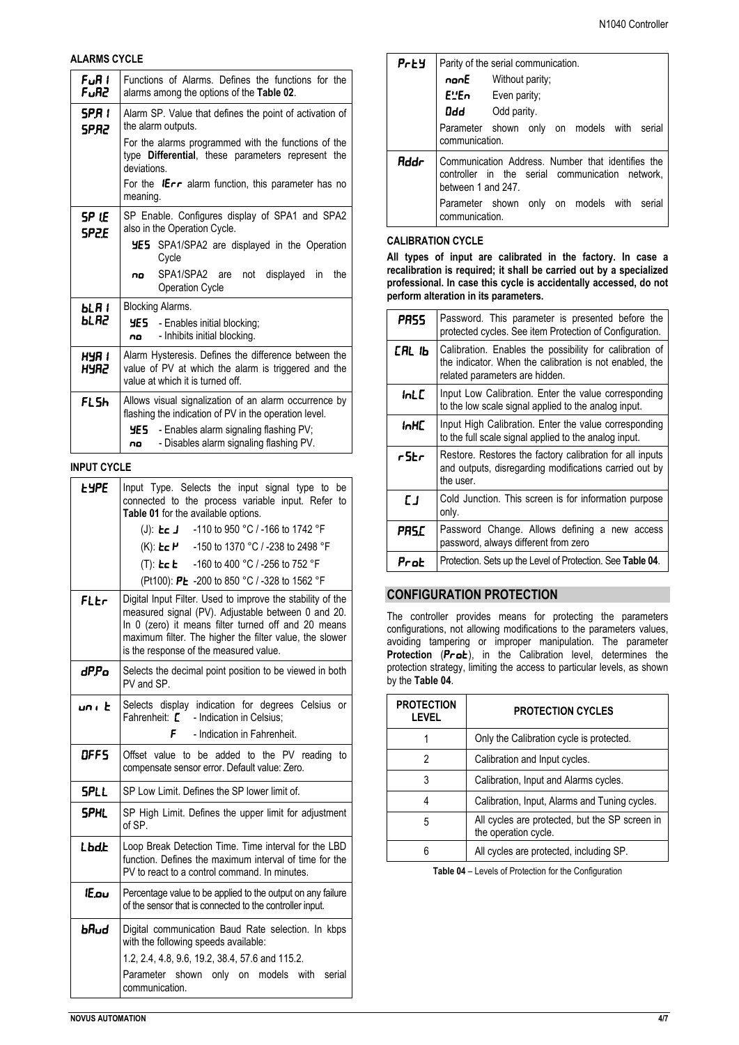## ALARMS CYCLE

| | |
|---|---|
| **FuA1** **FuA2** | Functions of Alarms. Defines the functions for the alarms among the options of the **Table 02**. |
| **SPA1** **SPA2** | Alarm SP. Value that defines the point of activation of the alarm outputs.<br>For the alarms programmed with the functions of the type **Differential**, these parameters represent the deviations.<br>For the **iErr** alarm function, this parameter has no meaning. |
| **SP1E** **SP2E** | SP Enable. Configures display of SPA1 and SPA2 also in the Operation Cycle.<br>**YES** SPA1/SPA2 are displayed in the Operation Cycle<br>**no** SPA1/SPA2 are not displayed in the Operation Cycle |
| **bLA1** **bLA2** | Blocking Alarms.<br>**YES** - Enables initial blocking;<br>**no** - Inhibits initial blocking. |
| **HYA1** **HYA2** | Alarm Hysteresis. Defines the difference between the value of PV at which the alarm is triggered and the value at which it is turned off. |
| **FLSh** | Allows visual signalization of an alarm occurrence by flashing the indication of PV in the operation level.<br>**YES** - Enables alarm signaling flashing PV;<br>**no** - Disables alarm signaling flashing PV. |

## INPUT CYCLE

| | |
|---|---|
| **tYPE** | Input Type. Selects the input signal type to be connected to the process variable input. Refer to **Table 01** for the available options.<br>(J): **tc J** -110 to 950 °C / -166 to 1742 °F<br>(K): **tc K** -150 to 1370 °C / -238 to 2498 °F<br>(T): **tc t** -160 to 400 °C / -256 to 752 °F<br>(Pt100): **Pt** -200 to 850 °C / -328 to 1562 °F |
| **FLtr** | Digital Input Filter. Used to improve the stability of the measured signal (PV). Adjustable between 0 and 20. In 0 (zero) it means filter turned off and 20 means maximum filter. The higher the filter value, the slower is the response of the measured value. |
| **dP.Po** | Selects the decimal point position to be viewed in both PV and SP. |
| **unit** | Selects display indication for degrees Celsius or Fahrenheit: **C** - Indication in Celsius;<br>**F** - Indication in Fahrenheit. |
| **OFFS** | Offset value to be added to the PV reading to compensate sensor error. Default value: Zero. |
| **SPLL** | SP Low Limit. Defines the SP lower limit of. |
| **SPHL** | SP High Limit. Defines the upper limit for adjustment of SP. |
| **Lbd.t** | Loop Break Detection Time. Time interval for the LBD function. Defines the maximum interval of time for the PV to react to a control command. In minutes. |
| **IE.ou** | Percentage value to be applied to the output on any failure of the sensor that is connected to the controller input. |
| **bAud** | Digital communication Baud Rate selection. In kbps with the following speeds available:<br>1.2, 2.4, 4.8, 9.6, 19.2, 38.4, 57.6 and 115.2.<br>Parameter shown only on models with serial communication. |
| **PrtY** | Parity of the serial communication.<br>**nonE** Without parity;<br>**EVEn** Even parity;<br>**Odd** Odd parity.<br>Parameter shown only on models with serial communication. |
| **Addr** | Communication Address. Number that identifies the controller in the serial communication network, between 1 and 247.<br>Parameter shown only on models with serial communication. |

## CALIBRATION CYCLE

**All types of input are calibrated in the factory. In case a recalibration is required; it shall be carried out by a specialized professional. In case this cycle is accidentally accessed, do not perform alteration in its parameters.**

| | |
|---|---|
| **PASS** | Password. This parameter is presented before the protected cycles. See item Protection of Configuration. |
| **CALib** | Calibration. Enables the possibility for calibration of the indicator. When the calibration is not enabled, the related parameters are hidden. |
| **inLC** | Input Low Calibration. Enter the value corresponding to the low scale signal applied to the analog input. |
| **inHC** | Input High Calibration. Enter the value corresponding to the full scale signal applied to the analog input. |
| **rStr** | Restore. Restores the factory calibration for all inputs and outputs, disregarding modifications carried out by the user. |
| **CJ** | Cold Junction. This screen is for information purpose only. |
| **PAS.C** | Password Change. Allows defining a new access password, always different from zero |
| **Prot** | Protection. Sets up the Level of Protection. See **Table 04**. |

## CONFIGURATION PROTECTION

The controller provides means for protecting the parameters configurations, not allowing modifications to the parameters values, avoiding tampering or improper manipulation. The parameter **Protection** (**Prot**), in the Calibration level, determines the protection strategy, limiting the access to particular levels, as shown by the **Table 04**.

| PROTECTION LEVEL | PROTECTION CYCLES |
|---|---|
| 1 | Only the Calibration cycle is protected. |
| 2 | Calibration and Input cycles. |
| 3 | Calibration, Input and Alarms cycles. |
| 4 | Calibration, Input, Alarms and Tuning cycles. |
| 5 | All cycles are protected, but the SP screen in the operation cycle. |
| 6 | All cycles are protected, including SP. |

**Table 04** – Levels of Protection for the Configuration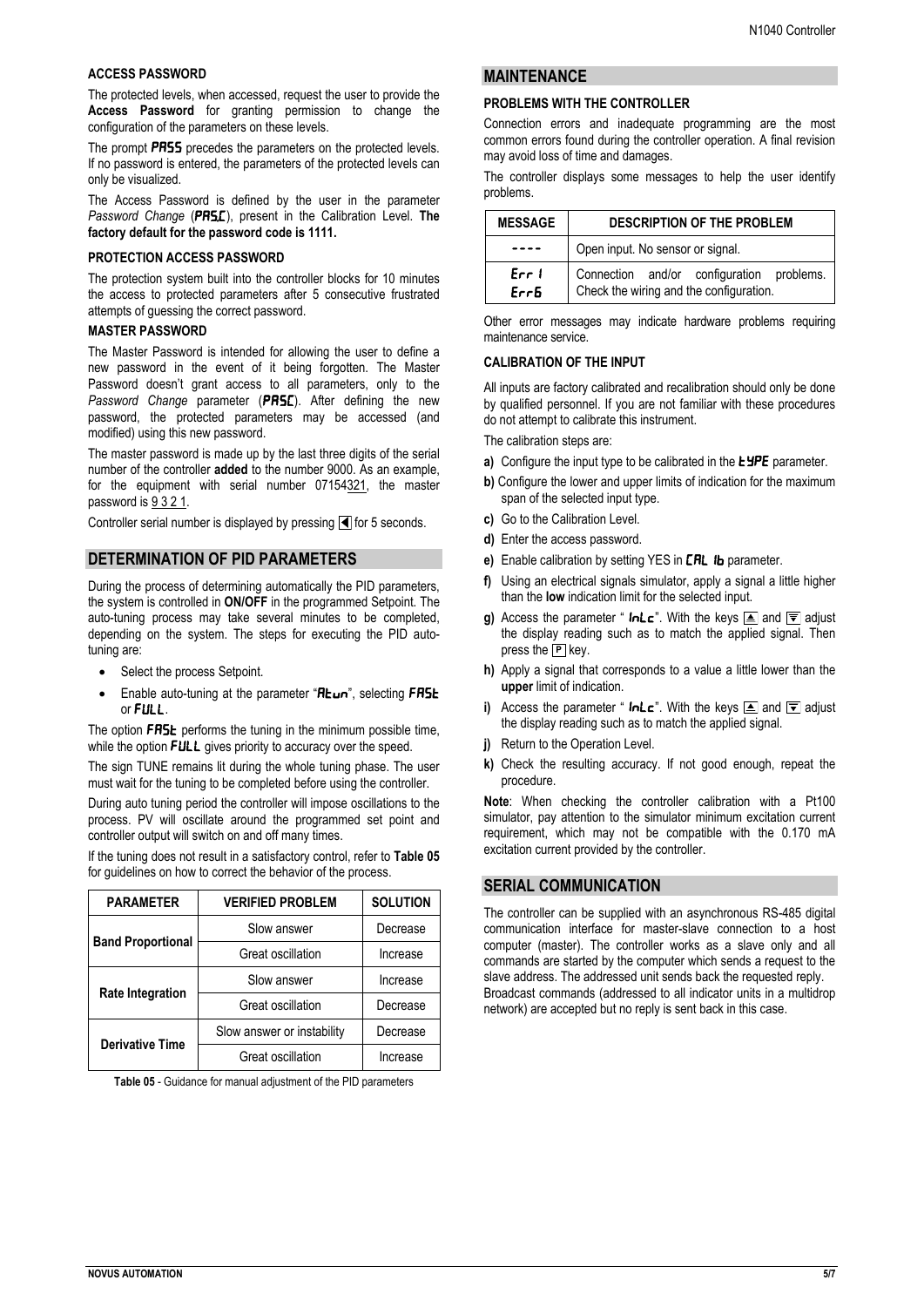**ACCESS PASSWORD**

The protected levels, when accessed, request the user to provide the **Access Password** for granting permission to change the configuration of the parameters on these levels.

The prompt ***PASS*** precedes the parameters on the protected levels. If no password is entered, the parameters of the protected levels can only be visualized.

The Access Password is defined by the user in the parameter *Password Change* (***PAS.C***), present in the Calibration Level. **The factory default for the password code is 1111.**

**PROTECTION ACCESS PASSWORD**

The protection system built into the controller blocks for 10 minutes the access to protected parameters after 5 consecutive frustrated attempts of guessing the correct password.

**MASTER PASSWORD**

The Master Password is intended for allowing the user to define a new password in the event of it being forgotten. The Master Password doesn't grant access to all parameters, only to the *Password Change* parameter (***PASC***). After defining the new password, the protected parameters may be accessed (and modified) using this new password.

The master password is made up by the last three digits of the serial number of the controller **added** to the number 9000. As an example, for the equipment with serial number 07154321, the master password is 9 3 2 1.

Controller serial number is displayed by pressing ◄ for 5 seconds.

## DETERMINATION OF PID PARAMETERS

During the process of determining automatically the PID parameters, the system is controlled in **ON/OFF** in the programmed Setpoint. The auto-tuning process may take several minutes to be completed, depending on the system. The steps for executing the PID auto-tuning are:

- Select the process Setpoint.
- Enable auto-tuning at the parameter "***Atun***", selecting ***FAST*** or ***FULL***.

The option ***FAST*** performs the tuning in the minimum possible time, while the option ***FULL*** gives priority to accuracy over the speed.

The sign TUNE remains lit during the whole tuning phase. The user must wait for the tuning to be completed before using the controller.

During auto tuning period the controller will impose oscillations to the process. PV will oscillate around the programmed set point and controller output will switch on and off many times.

If the tuning does not result in a satisfactory control, refer to **Table 05** for guidelines on how to correct the behavior of the process.

| PARAMETER | VERIFIED PROBLEM | SOLUTION |
|---|---|---|
| **Band Proportional** | Slow answer | Decrease |
| | Great oscillation | Increase |
| **Rate Integration** | Slow answer | Increase |
| | Great oscillation | Decrease |
| **Derivative Time** | Slow answer or instability | Decrease |
| | Great oscillation | Increase |

**Table 05** - Guidance for manual adjustment of the PID parameters

## MAINTENANCE

**PROBLEMS WITH THE CONTROLLER**

Connection errors and inadequate programming are the most common errors found during the controller operation. A final revision may avoid loss of time and damages.

The controller displays some messages to help the user identify problems.

| MESSAGE | DESCRIPTION OF THE PROBLEM |
|---|---|
| ---- | Open input. No sensor or signal. |
| Err1 Err6 | Connection and/or configuration problems. Check the wiring and the configuration. |

Other error messages may indicate hardware problems requiring maintenance service.

**CALIBRATION OF THE INPUT**

All inputs are factory calibrated and recalibration should only be done by qualified personnel. If you are not familiar with these procedures do not attempt to calibrate this instrument.

The calibration steps are:

**a)** Configure the input type to be calibrated in the ***tYPE*** parameter.

**b)** Configure the lower and upper limits of indication for the maximum span of the selected input type.

**c)** Go to the Calibration Level.

**d)** Enter the access password.

**e)** Enable calibration by setting YES in ***CALib*** parameter.

**f)** Using an electrical signals simulator, apply a signal a little higher than the **low** indication limit for the selected input.

**g)** Access the parameter "***inLc***". With the keys ▲ and ▼ adjust the display reading such as to match the applied signal. Then press the P key.

**h)** Apply a signal that corresponds to a value a little lower than the **upper** limit of indication.

**i)** Access the parameter "***inLc***". With the keys ▲ and ▼ adjust the display reading such as to match the applied signal.

**j)** Return to the Operation Level.

**k)** Check the resulting accuracy. If not good enough, repeat the procedure.

**Note**: When checking the controller calibration with a Pt100 simulator, pay attention to the simulator minimum excitation current requirement, which may not be compatible with the 0.170 mA excitation current provided by the controller.

## SERIAL COMMUNICATION

The controller can be supplied with an asynchronous RS-485 digital communication interface for master-slave connection to a host computer (master). The controller works as a slave only and all commands are started by the computer which sends a request to the slave address. The addressed unit sends back the requested reply. Broadcast commands (addressed to all indicator units in a multidrop network) are accepted but no reply is sent back in this case.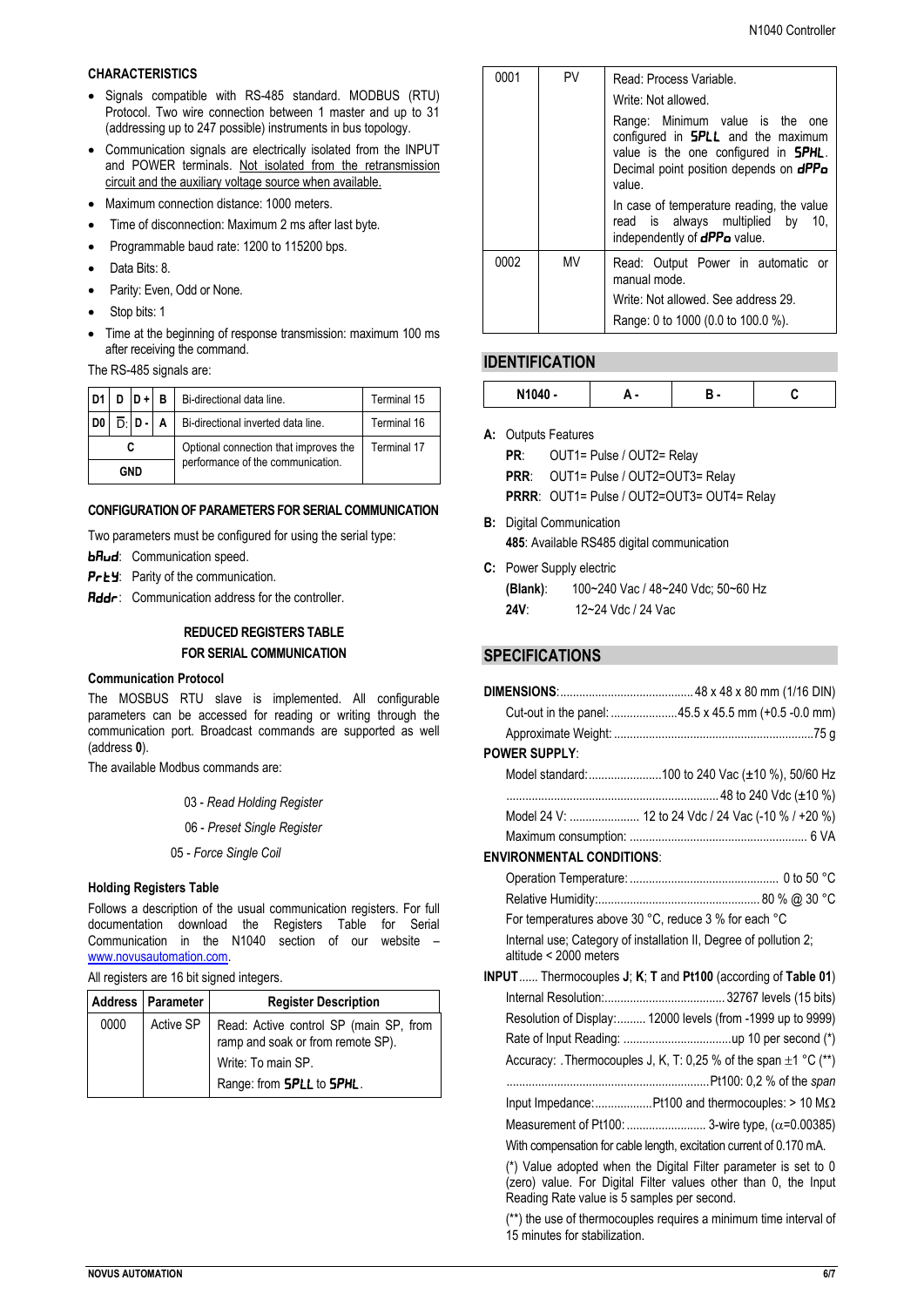## CHARACTERISTICS

- Signals compatible with RS-485 standard. MODBUS (RTU) Protocol. Two wire connection between 1 master and up to 31 (addressing up to 247 possible) instruments in bus topology.
- Communication signals are electrically isolated from the INPUT and POWER terminals. Not isolated from the retransmission circuit and the auxiliary voltage source when available.
- Maximum connection distance: 1000 meters.
- Time of disconnection: Maximum 2 ms after last byte.
- Programmable baud rate: 1200 to 115200 bps.
- Data Bits: 8.
- Parity: Even, Odd or None.
- Stop bits: 1
- Time at the beginning of response transmission: maximum 100 ms after receiving the command.

The RS-485 signals are:

| D1 | D | D + | B | Bi-directional data line. | Terminal 15 |
|---|---|---|---|---|---|
| D0 | D̄ | D - | A | Bi-directional inverted data line. | Terminal 16 |
| C | | | | Optional connection that improves the performance of the communication. | Terminal 17 |
| GND | | | | | |

## CONFIGURATION OF PARAMETERS FOR SERIAL COMMUNICATION

Two parameters must be configured for using the serial type:

**bAud**: Communication speed.

**PrtY**: Parity of the communication.

**Addr**: Communication address for the controller.

## REDUCED REGISTERS TABLE FOR SERIAL COMMUNICATION

### Communication Protocol

The MOSBUS RTU slave is implemented. All configurable parameters can be accessed for reading or writing through the communication port. Broadcast commands are supported as well (address **0**).

The available Modbus commands are:

03 - *Read Holding Register*

06 - *Preset Single Register*

05 - *Force Single Coil*

### Holding Registers Table

Follows a description of the usual communication registers. For full documentation download the Registers Table for Serial Communication in the N1040 section of our website – www.novusautomation.com.

All registers are 16 bit signed integers.

| Address | Parameter | Register Description |
|---|---|---|
| 0000 | Active SP | Read: Active control SP (main SP, from ramp and soak or from remote SP).<br>Write: To main SP.<br>Range: from **SPLL** to **SPHL**. |
| 0001 | PV | Read: Process Variable.<br>Write: Not allowed.<br>Range: Minimum value is the one configured in **SPLL** and the maximum value is the one configured in **SPHL**. Decimal point position depends on **dPPo** value.<br>In case of temperature reading, the value read is always multiplied by 10, independently of **dPPo** value. |
| 0002 | MV | Read: Output Power in automatic or manual mode.<br>Write: Not allowed. See address 29.<br>Range: 0 to 1000 (0.0 to 100.0 %). |

## IDENTIFICATION

| N1040 - | A - | B - | C |
|---|---|---|---|

**A:** Outputs Features

- **PR**: OUT1= Pulse / OUT2= Relay
- **PRR**: OUT1= Pulse / OUT2=OUT3= Relay
- **PRRR**: OUT1= Pulse / OUT2=OUT3= OUT4= Relay

**B:** Digital Communication

**485**: Available RS485 digital communication

**C:** Power Supply electric

- **(Blank)**: 100~240 Vac / 48~240 Vdc; 50~60 Hz
- **24V**: 12~24 Vdc / 24 Vac

## SPECIFICATIONS

**DIMENSIONS**: 48 x 48 x 80 mm (1/16 DIN)

Cut-out in the panel: 45.5 x 45.5 mm (+0.5 -0.0 mm)

Approximate Weight: 75 g

**POWER SUPPLY**:

Model standard: 100 to 240 Vac (±10 %), 50/60 Hz

48 to 240 Vdc (±10 %)

Model 24 V: 12 to 24 Vdc / 24 Vac (-10 % / +20 %)

Maximum consumption: 6 VA

**ENVIRONMENTAL CONDITIONS**:

Operation Temperature: 0 to 50 °C

Relative Humidity: 80 % @ 30 °C

For temperatures above 30 °C, reduce 3 % for each °C

Internal use; Category of installation II, Degree of pollution 2; altitude < 2000 meters

**INPUT** ...... Thermocouples **J**; **K**; **T** and **Pt100** (according of **Table 01**)

Internal Resolution: 32767 levels (15 bits)

Resolution of Display: 12000 levels (from -1999 up to 9999)

Rate of Input Reading: up 10 per second (*)

Accuracy: .Thermocouples J, K, T: 0,25 % of the span ±1 °C (**)

Pt100: 0,2 % of the *span*

Input Impedance: Pt100 and thermocouples: > 10 MΩ

Measurement of Pt100: 3-wire type, (α=0.00385)

With compensation for cable length, excitation current of 0.170 mA.

(*) Value adopted when the Digital Filter parameter is set to 0 (zero) value. For Digital Filter values other than 0, the Input Reading Rate value is 5 samples per second.

(**) the use of thermocouples requires a minimum time interval of 15 minutes for stabilization.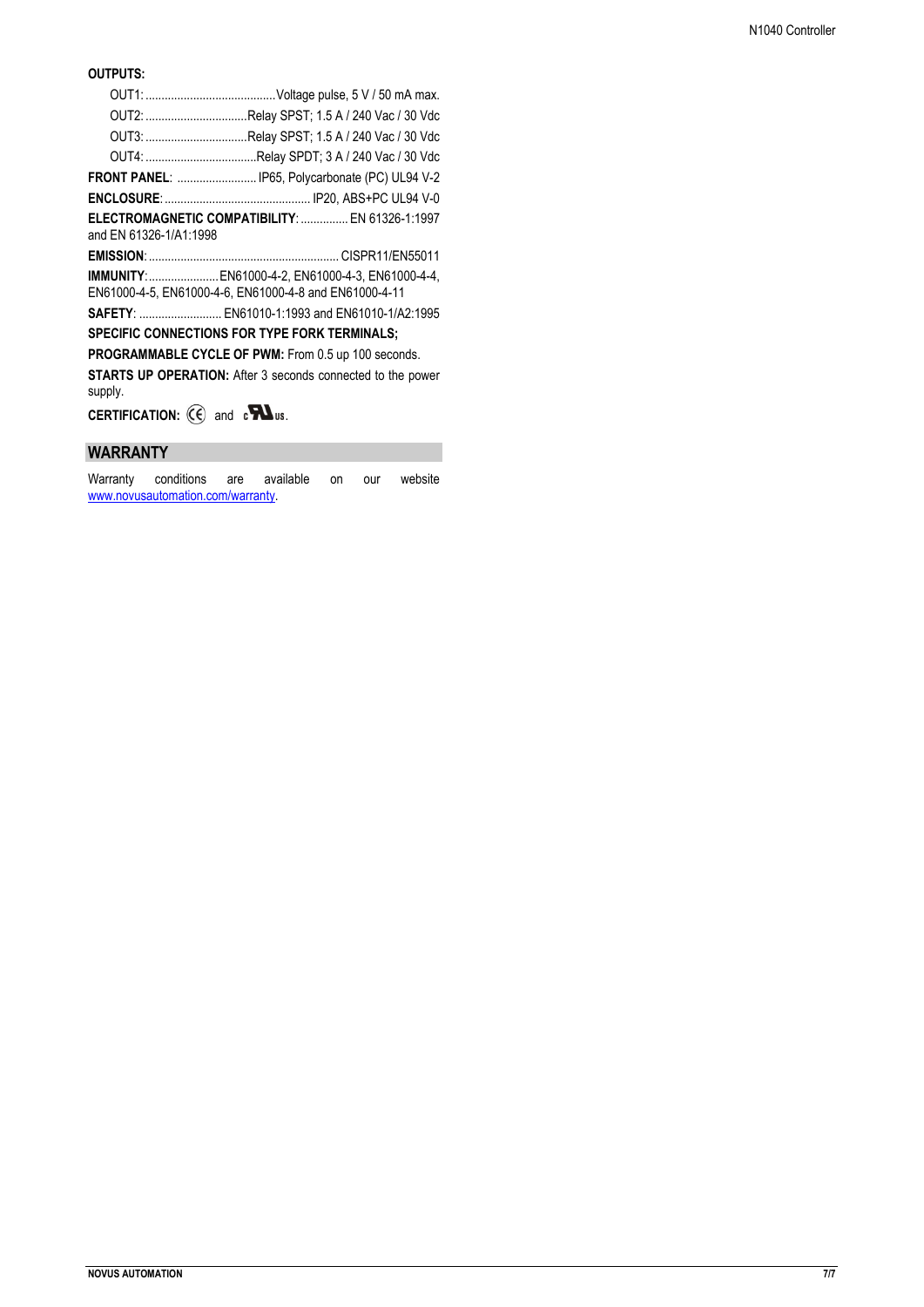**OUTPUTS:**

- OUT1: ......................................... Voltage pulse, 5 V / 50 mA max.
- OUT2: ................................ Relay SPST; 1.5 A / 240 Vac / 30 Vdc
- OUT3: ................................ Relay SPST; 1.5 A / 240 Vac / 30 Vdc
- OUT4: ................................... Relay SPDT; 3 A / 240 Vac / 30 Vdc

**FRONT PANEL**: ......................... IP65, Polycarbonate (PC) UL94 V-2

**ENCLOSURE**: ............................................. IP20, ABS+PC UL94 V-0

**ELECTROMAGNETIC COMPATIBILITY**: ............... EN 61326-1:1997 and EN 61326-1/A1:1998

**EMISSION**: ........................................................... CISPR11/EN55011

**IMMUNITY**: ...................... EN61000-4-2, EN61000-4-3, EN61000-4-4, EN61000-4-5, EN61000-4-6, EN61000-4-8 and EN61000-4-11

**SAFETY**: .......................... EN61010-1:1993 and EN61010-1/A2:1995

**SPECIFIC CONNECTIONS FOR TYPE FORK TERMINALS;**

**PROGRAMMABLE CYCLE OF PWM:** From 0.5 up 100 seconds.

**STARTS UP OPERATION:** After 3 seconds connected to the power supply.

**CERTIFICATION:** CE and cULus.

## WARRANTY

Warranty conditions are available on our website www.novusautomation.com/warranty.